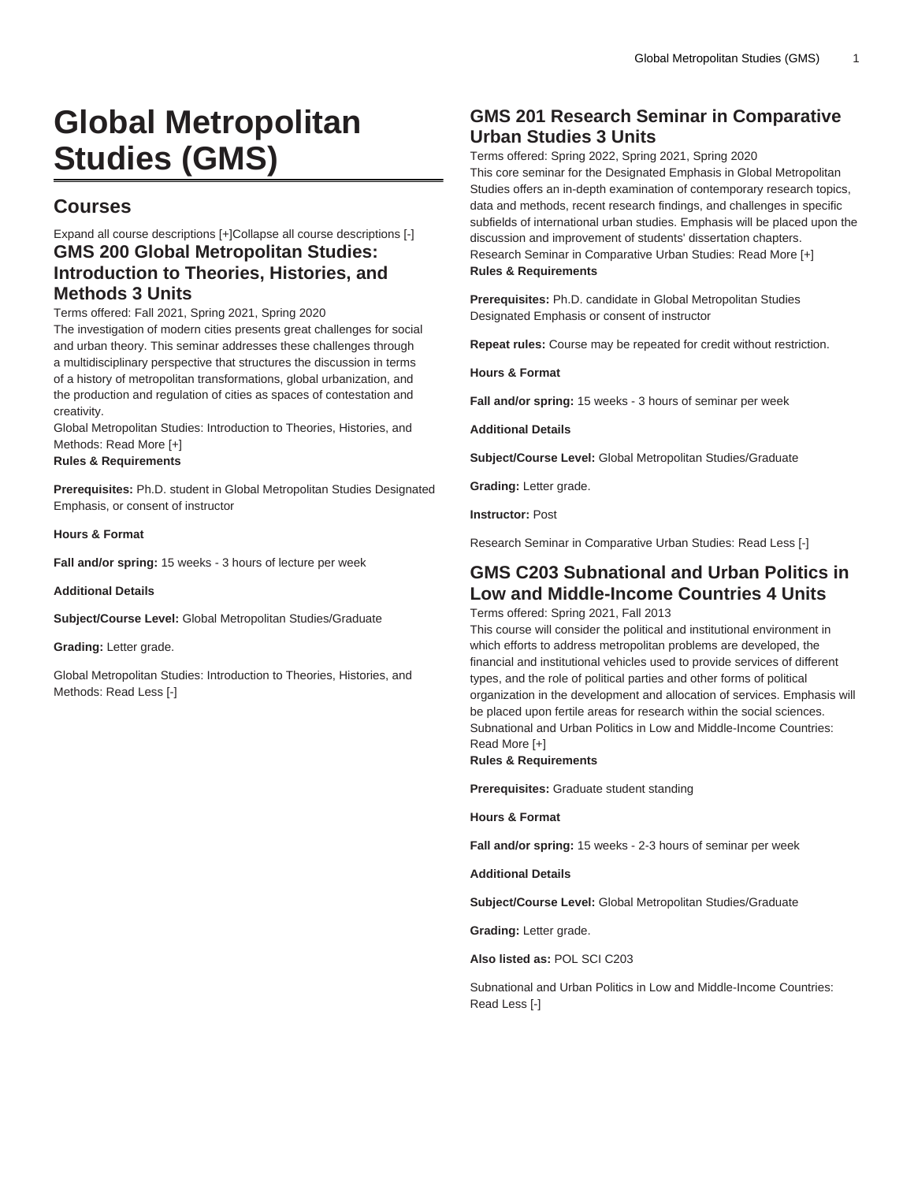# Global Metropolitan Studies (GMS)

## Courses

Expand all course descriptions [+]Collapse all course descriptions [-]

### GMS 200 Global Metropolitan Studies: Introduction to Theories, Histories, and Methods 3 Units

Terms offered: Fall 2021, Spring 2021, Spring 2020

The investigation of modern cities presents great challenges for social and urban theory. This seminar addresses these challenges through a multidisciplinary perspective that structures the discussion in terms of a history of metropolitan transformations, global urbanization, and the production and regulation of cities as spaces of contestation and creativity.

Global Metropolitan Studies: Introduction to Theories, Histories, and Methods: Read More [+]

**Rules & Requirements**

**Prerequisites:** Ph.D. student in Global Metropolitan Studies Designated Emphasis, or consent of instructor

**Hours & Format**

**Fall and/or spring:** 15 weeks - 3 hours of lecture per week

**Additional Details**

**Subject/Course Level:** Global Metropolitan Studies/Graduate

**Grading:** Letter grade.

Global Metropolitan Studies: Introduction to Theories, Histories, and Methods: Read Less [-]

### GMS 201 Research Seminar in Comparative Urban Studies 3 Units

Terms offered: Spring 2022, Spring 2021, Spring 2020

This core seminar for the Designated Emphasis in Global Metropolitan Studies offers an in-depth examination of contemporary research topics, data and methods, recent research findings, and challenges in specific subfields of international urban studies. Emphasis will be placed upon the discussion and improvement of students' dissertation chapters.

Research Seminar in Comparative Urban Studies: Read More [+]

**Rules & Requirements**

**Prerequisites:** Ph.D. candidate in Global Metropolitan Studies Designated Emphasis or consent of instructor

**Repeat rules:** Course may be repeated for credit without restriction.

**Hours & Format**

**Fall and/or spring:** 15 weeks - 3 hours of seminar per week

**Additional Details**

**Subject/Course Level:** Global Metropolitan Studies/Graduate

**Grading:** Letter grade.

**Instructor:** Post

Research Seminar in Comparative Urban Studies: Read Less [-]

### GMS C203 Subnational and Urban Politics in Low and Middle-Income Countries 4 Units

Terms offered: Spring 2021, Fall 2013

This course will consider the political and institutional environment in which efforts to address metropolitan problems are developed, the financial and institutional vehicles used to provide services of different types, and the role of political parties and other forms of political organization in the development and allocation of services. Emphasis will be placed upon fertile areas for research within the social sciences.

Subnational and Urban Politics in Low and Middle-Income Countries: Read More [+]

**Rules & Requirements**

**Prerequisites:** Graduate student standing

**Hours & Format**

**Fall and/or spring:** 15 weeks - 2-3 hours of seminar per week

**Additional Details**

**Subject/Course Level:** Global Metropolitan Studies/Graduate

**Grading:** Letter grade.

**Also listed as:** POL SCI C203

Subnational and Urban Politics in Low and Middle-Income Countries: Read Less [-]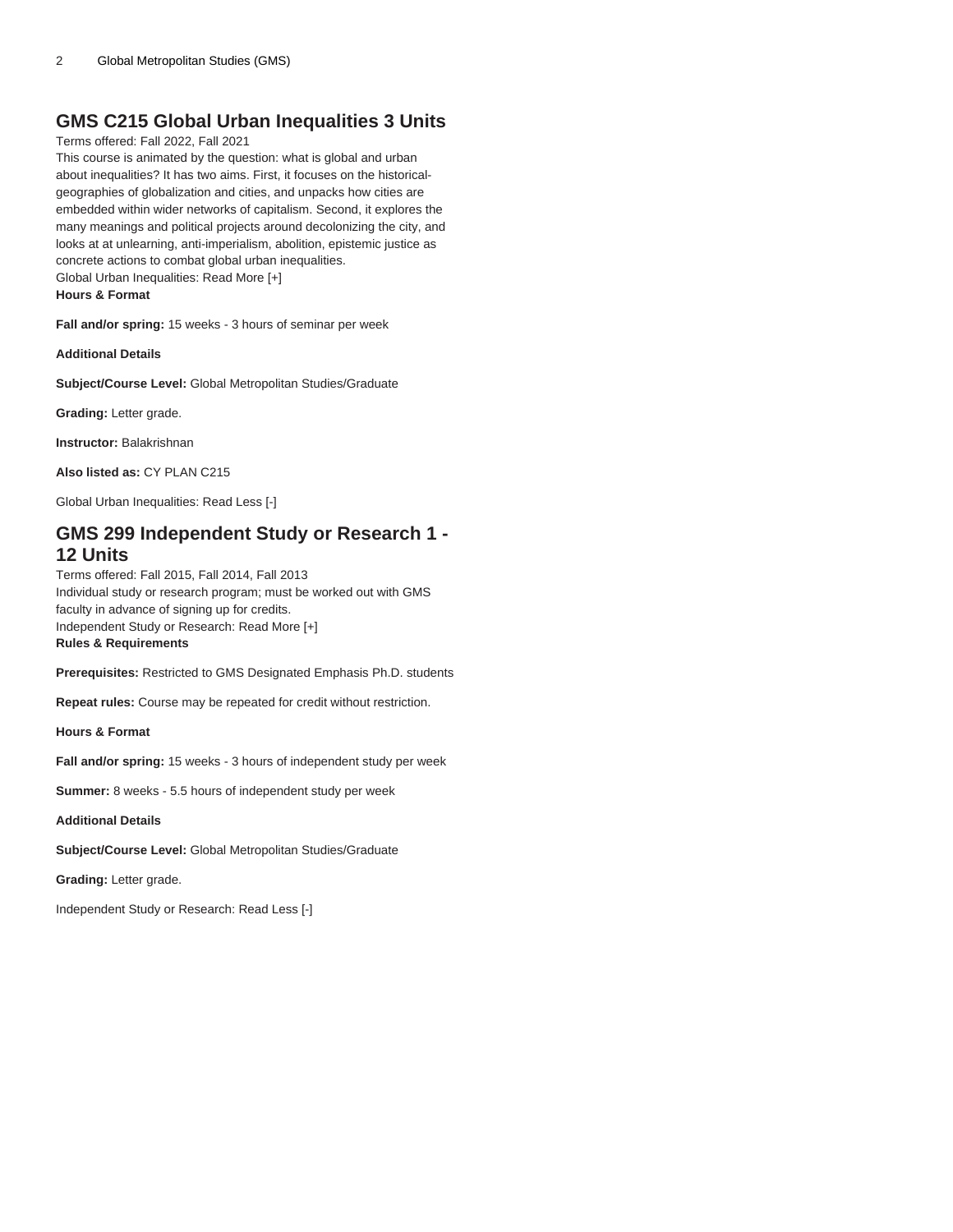## GMS C215 Global Urban Inequalities 3 Units

Terms offered: Fall 2022, Fall 2021

This course is animated by the question: what is global and urban about inequalities? It has two aims. First, it focuses on the historical-geographies of globalization and cities, and unpacks how cities are embedded within wider networks of capitalism. Second, it explores the many meanings and political projects around decolonizing the city, and looks at at unlearning, anti-imperialism, abolition, epistemic justice as concrete actions to combat global urban inequalities.

Global Urban Inequalities: Read More [+]

**Hours & Format**

**Fall and/or spring:** 15 weeks - 3 hours of seminar per week

**Additional Details**

**Subject/Course Level:** Global Metropolitan Studies/Graduate

**Grading:** Letter grade.

**Instructor:** Balakrishnan

**Also listed as:** CY PLAN C215

Global Urban Inequalities: Read Less [-]

## GMS 299 Independent Study or Research 1 - 12 Units

Terms offered: Fall 2015, Fall 2014, Fall 2013

Individual study or research program; must be worked out with GMS faculty in advance of signing up for credits.

Independent Study or Research: Read More [+]

**Rules & Requirements**

**Prerequisites:** Restricted to GMS Designated Emphasis Ph.D. students

**Repeat rules:** Course may be repeated for credit without restriction.

**Hours & Format**

**Fall and/or spring:** 15 weeks - 3 hours of independent study per week

**Summer:** 8 weeks - 5.5 hours of independent study per week

**Additional Details**

**Subject/Course Level:** Global Metropolitan Studies/Graduate

**Grading:** Letter grade.

Independent Study or Research: Read Less [-]